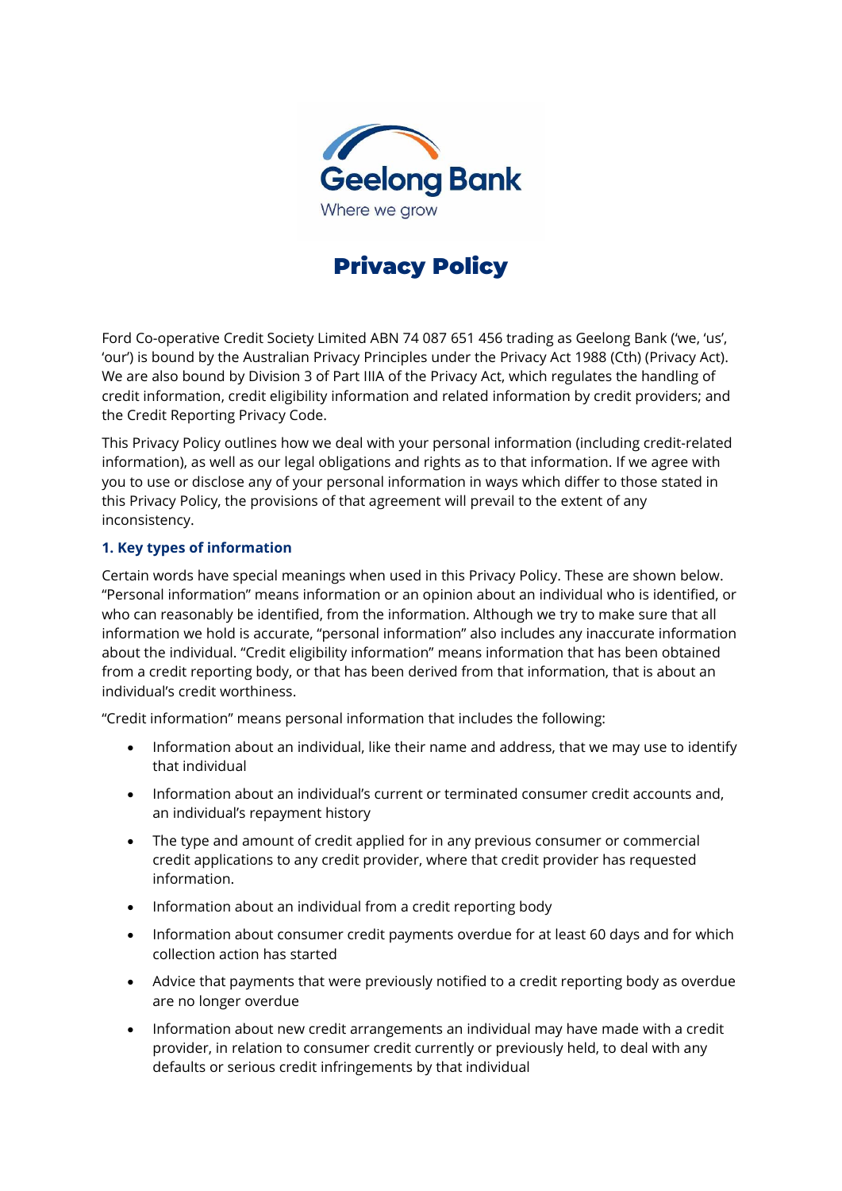Geelong Bank

Where we grow

# Privacy Policy

Ford Co-operative Credit Society Limited ABN 74 087 651 456 trading as Geelong Bank ('we, 'us', 'our') is bound by the Australian Privacy Principles under the Privacy Act 1988 (Cth) (Privacy Act). We are also bound by Division 3 of Part IIIA of the Privacy Act, which regulates the handling of credit information, credit eligibility information and related information by credit providers; and the Credit Reporting Privacy Code.

This Privacy Policy outlines how we deal with your personal information (including credit-related information), as well as our legal obligations and rights as to that information. If we agree with you to use or disclose any of your personal information in ways which differ to those stated in this Privacy Policy, the provisions of that agreement will prevail to the extent of any inconsistency.

### 1. Key types of information

Certain words have special meanings when used in this Privacy Policy. These are shown below. "Personal information" means information or an opinion about an individual who is identified, or who can reasonably be identified, from the information. Although we try to make sure that all information we hold is accurate, "personal information" also includes any inaccurate information about the individual. "Credit eligibility information" means information that has been obtained from a credit reporting body, or that has been derived from that information, that is about an individual's credit worthiness.

"Credit information" means personal information that includes the following:

- Information about an individual, like their name and address, that we may use to identify that individual
- Information about an individual's current or terminated consumer credit accounts and, an individual's repayment history
- The type and amount of credit applied for in any previous consumer or commercial credit applications to any credit provider, where that credit provider has requested information.
- Information about an individual from a credit reporting body
- Information about consumer credit payments overdue for at least 60 days and for which collection action has started
- Advice that payments that were previously notified to a credit reporting body as overdue are no longer overdue
- Information about new credit arrangements an individual may have made with a credit provider, in relation to consumer credit currently or previously held, to deal with any defaults or serious credit infringements by that individual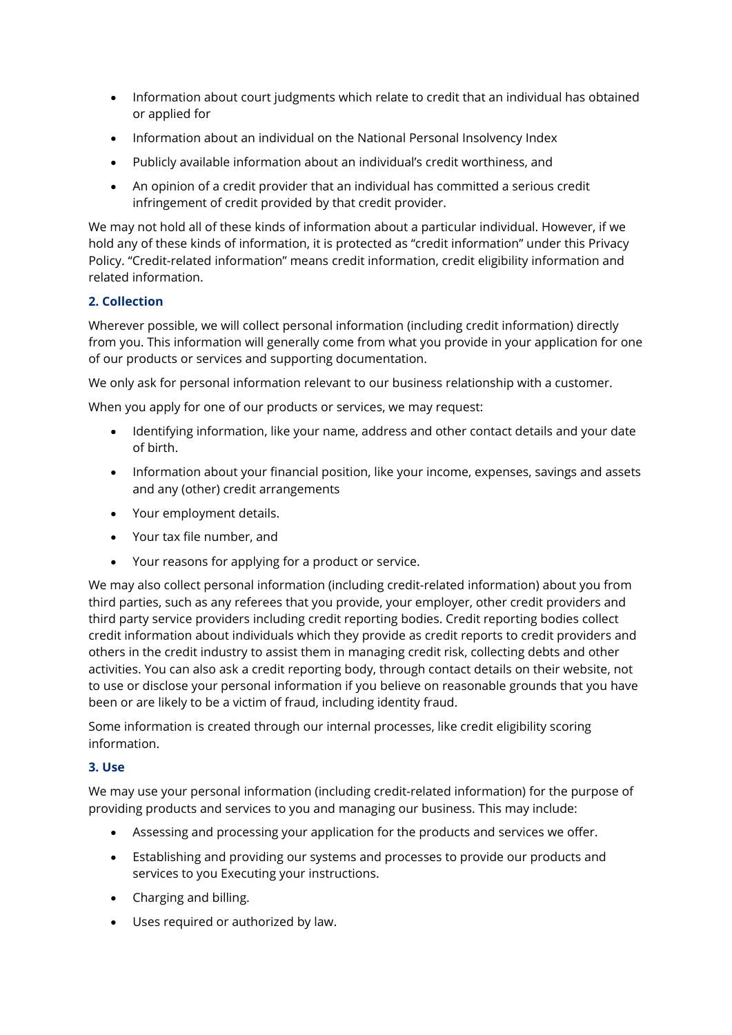- Information about court judgments which relate to credit that an individual has obtained or applied for
- Information about an individual on the National Personal Insolvency Index
- Publicly available information about an individual's credit worthiness, and
- An opinion of a credit provider that an individual has committed a serious credit infringement of credit provided by that credit provider.

We may not hold all of these kinds of information about a particular individual. However, if we hold any of these kinds of information, it is protected as "credit information" under this Privacy Policy. "Credit-related information" means credit information, credit eligibility information and related information.

## 2. Collection

Wherever possible, we will collect personal information (including credit information) directly from you. This information will generally come from what you provide in your application for one of our products or services and supporting documentation.

We only ask for personal information relevant to our business relationship with a customer.

When you apply for one of our products or services, we may request:

- Identifying information, like your name, address and other contact details and your date of birth.
- Information about your financial position, like your income, expenses, savings and assets and any (other) credit arrangements
- Your employment details.
- Your tax file number, and
- Your reasons for applying for a product or service.

We may also collect personal information (including credit-related information) about you from third parties, such as any referees that you provide, your employer, other credit providers and third party service providers including credit reporting bodies. Credit reporting bodies collect credit information about individuals which they provide as credit reports to credit providers and others in the credit industry to assist them in managing credit risk, collecting debts and other activities. You can also ask a credit reporting body, through contact details on their website, not to use or disclose your personal information if you believe on reasonable grounds that you have been or are likely to be a victim of fraud, including identity fraud.

Some information is created through our internal processes, like credit eligibility scoring information.

## 3. Use

We may use your personal information (including credit-related information) for the purpose of providing products and services to you and managing our business. This may include:

- Assessing and processing your application for the products and services we offer.
- Establishing and providing our systems and processes to provide our products and services to you Executing your instructions.
- Charging and billing.
- Uses required or authorized by law.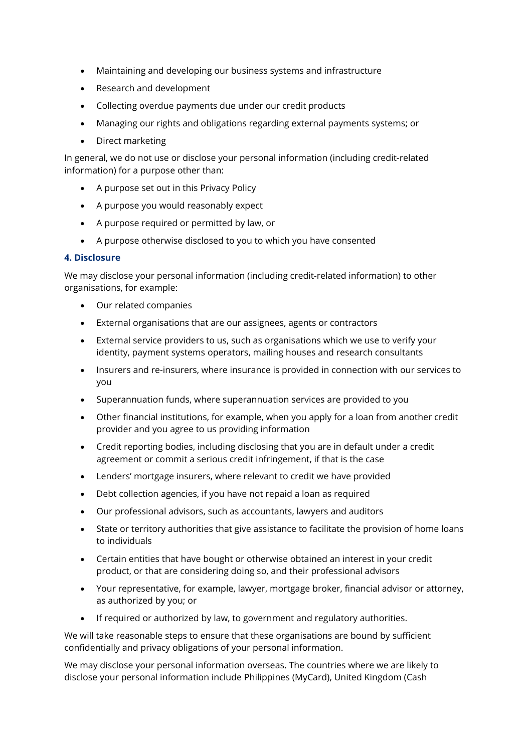- Maintaining and developing our business systems and infrastructure
- Research and development
- Collecting overdue payments due under our credit products
- Managing our rights and obligations regarding external payments systems; or
- Direct marketing

In general, we do not use or disclose your personal information (including credit-related information) for a purpose other than:

- A purpose set out in this Privacy Policy
- A purpose you would reasonably expect
- A purpose required or permitted by law, or
- A purpose otherwise disclosed to you to which you have consented

#### 4. Disclosure

We may disclose your personal information (including credit-related information) to other organisations, for example:

- Our related companies
- External organisations that are our assignees, agents or contractors
- External service providers to us, such as organisations which we use to verify your identity, payment systems operators, mailing houses and research consultants
- Insurers and re-insurers, where insurance is provided in connection with our services to you
- Superannuation funds, where superannuation services are provided to you
- Other financial institutions, for example, when you apply for a loan from another credit provider and you agree to us providing information
- Credit reporting bodies, including disclosing that you are in default under a credit agreement or commit a serious credit infringement, if that is the case
- Lenders' mortgage insurers, where relevant to credit we have provided
- Debt collection agencies, if you have not repaid a loan as required
- Our professional advisors, such as accountants, lawyers and auditors
- State or territory authorities that give assistance to facilitate the provision of home loans to individuals
- Certain entities that have bought or otherwise obtained an interest in your credit product, or that are considering doing so, and their professional advisors
- Your representative, for example, lawyer, mortgage broker, financial advisor or attorney, as authorized by you; or
- If required or authorized by law, to government and regulatory authorities.

We will take reasonable steps to ensure that these organisations are bound by sufficient confidentially and privacy obligations of your personal information.

We may disclose your personal information overseas. The countries where we are likely to disclose your personal information include Philippines (MyCard), United Kingdom (Cash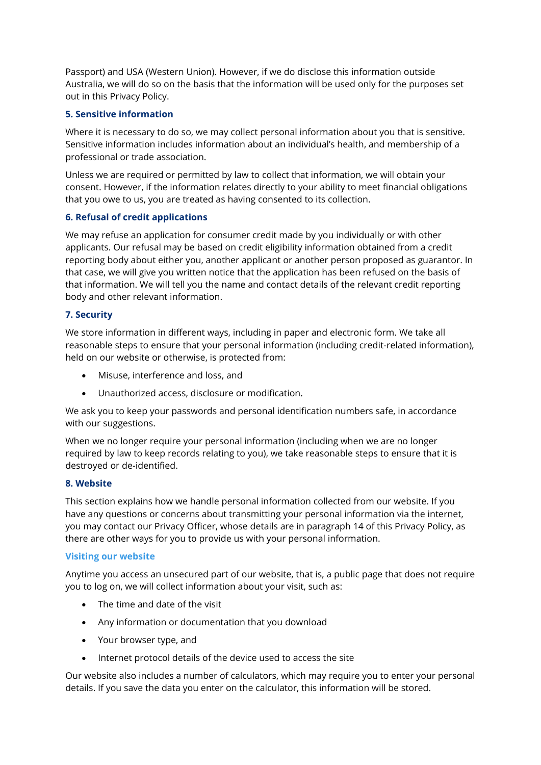Passport) and USA (Western Union). However, if we do disclose this information outside Australia, we will do so on the basis that the information will be used only for the purposes set out in this Privacy Policy.

## 5. Sensitive information

Where it is necessary to do so, we may collect personal information about you that is sensitive. Sensitive information includes information about an individual's health, and membership of a professional or trade association.

Unless we are required or permitted by law to collect that information, we will obtain your consent. However, if the information relates directly to your ability to meet financial obligations that you owe to us, you are treated as having consented to its collection.

## 6. Refusal of credit applications

We may refuse an application for consumer credit made by you individually or with other applicants. Our refusal may be based on credit eligibility information obtained from a credit reporting body about either you, another applicant or another person proposed as guarantor. In that case, we will give you written notice that the application has been refused on the basis of that information. We will tell you the name and contact details of the relevant credit reporting body and other relevant information.

## 7. Security

We store information in different ways, including in paper and electronic form. We take all reasonable steps to ensure that your personal information (including credit-related information), held on our website or otherwise, is protected from:

- Misuse, interference and loss, and
- Unauthorized access, disclosure or modification.

We ask you to keep your passwords and personal identification numbers safe, in accordance with our suggestions.

When we no longer require your personal information (including when we are no longer required by law to keep records relating to you), we take reasonable steps to ensure that it is destroyed or de-identified.

## 8. Website

This section explains how we handle personal information collected from our website. If you have any questions or concerns about transmitting your personal information via the internet, you may contact our Privacy Officer, whose details are in paragraph 14 of this Privacy Policy, as there are other ways for you to provide us with your personal information.

### Visiting our website

Anytime you access an unsecured part of our website, that is, a public page that does not require you to log on, we will collect information about your visit, such as:

- The time and date of the visit
- Any information or documentation that you download
- Your browser type, and
- Internet protocol details of the device used to access the site

Our website also includes a number of calculators, which may require you to enter your personal details. If you save the data you enter on the calculator, this information will be stored.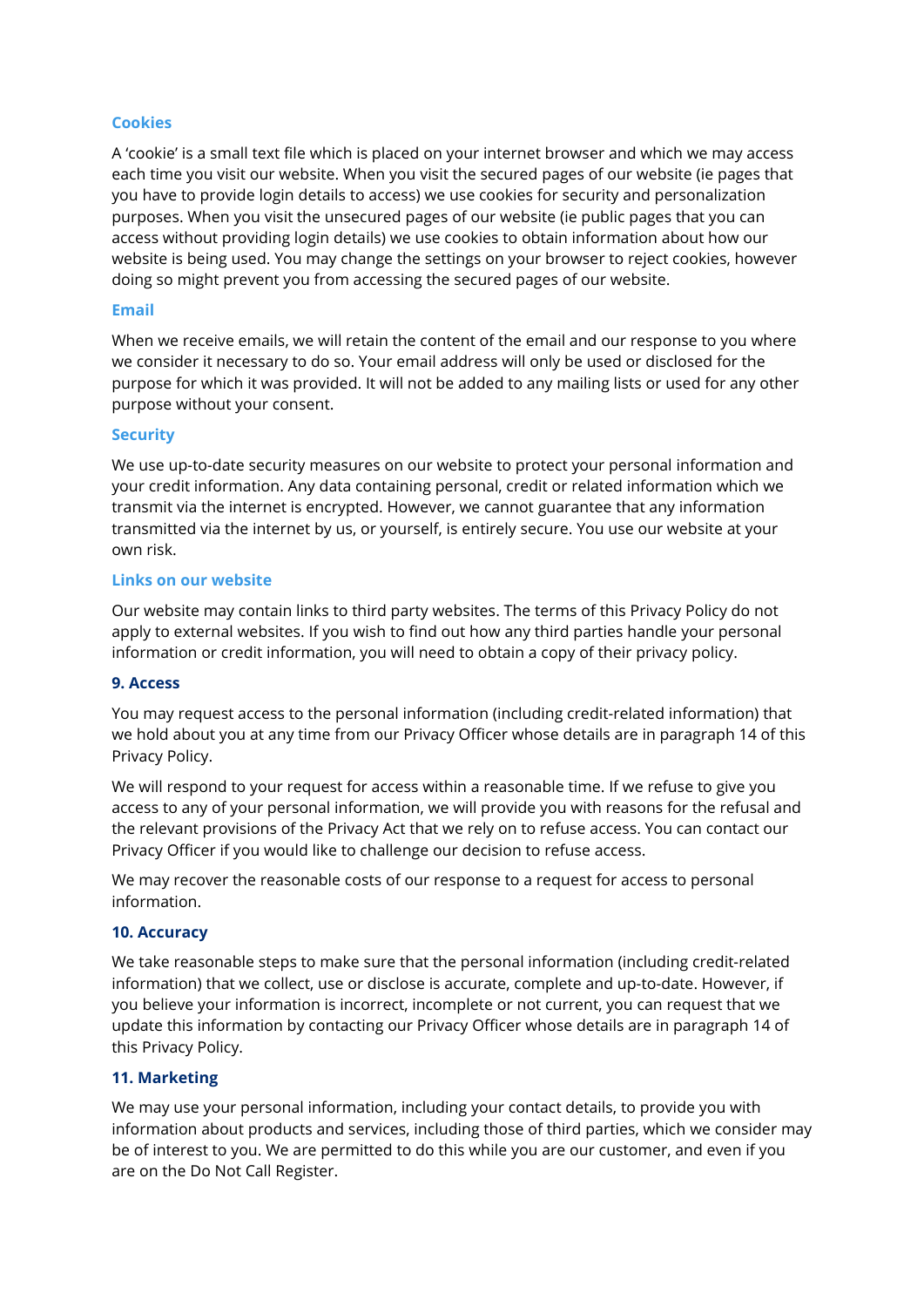### Cookies

A 'cookie' is a small text file which is placed on your internet browser and which we may access each time you visit our website. When you visit the secured pages of our website (ie pages that you have to provide login details to access) we use cookies for security and personalization purposes. When you visit the unsecured pages of our website (ie public pages that you can access without providing login details) we use cookies to obtain information about how our website is being used. You may change the settings on your browser to reject cookies, however doing so might prevent you from accessing the secured pages of our website.

### Email

When we receive emails, we will retain the content of the email and our response to you where we consider it necessary to do so. Your email address will only be used or disclosed for the purpose for which it was provided. It will not be added to any mailing lists or used for any other purpose without your consent.

### Security

We use up-to-date security measures on our website to protect your personal information and your credit information. Any data containing personal, credit or related information which we transmit via the internet is encrypted. However, we cannot guarantee that any information transmitted via the internet by us, or yourself, is entirely secure. You use our website at your own risk.

### Links on our website

Our website may contain links to third party websites. The terms of this Privacy Policy do not apply to external websites. If you wish to find out how any third parties handle your personal information or credit information, you will need to obtain a copy of their privacy policy.

## 9. Access

You may request access to the personal information (including credit-related information) that we hold about you at any time from our Privacy Officer whose details are in paragraph 14 of this Privacy Policy.

We will respond to your request for access within a reasonable time. If we refuse to give you access to any of your personal information, we will provide you with reasons for the refusal and the relevant provisions of the Privacy Act that we rely on to refuse access. You can contact our Privacy Officer if you would like to challenge our decision to refuse access.

We may recover the reasonable costs of our response to a request for access to personal information.

## 10. Accuracy

We take reasonable steps to make sure that the personal information (including credit-related information) that we collect, use or disclose is accurate, complete and up-to-date. However, if you believe your information is incorrect, incomplete or not current, you can request that we update this information by contacting our Privacy Officer whose details are in paragraph 14 of this Privacy Policy.

## 11. Marketing

We may use your personal information, including your contact details, to provide you with information about products and services, including those of third parties, which we consider may be of interest to you. We are permitted to do this while you are our customer, and even if you are on the Do Not Call Register.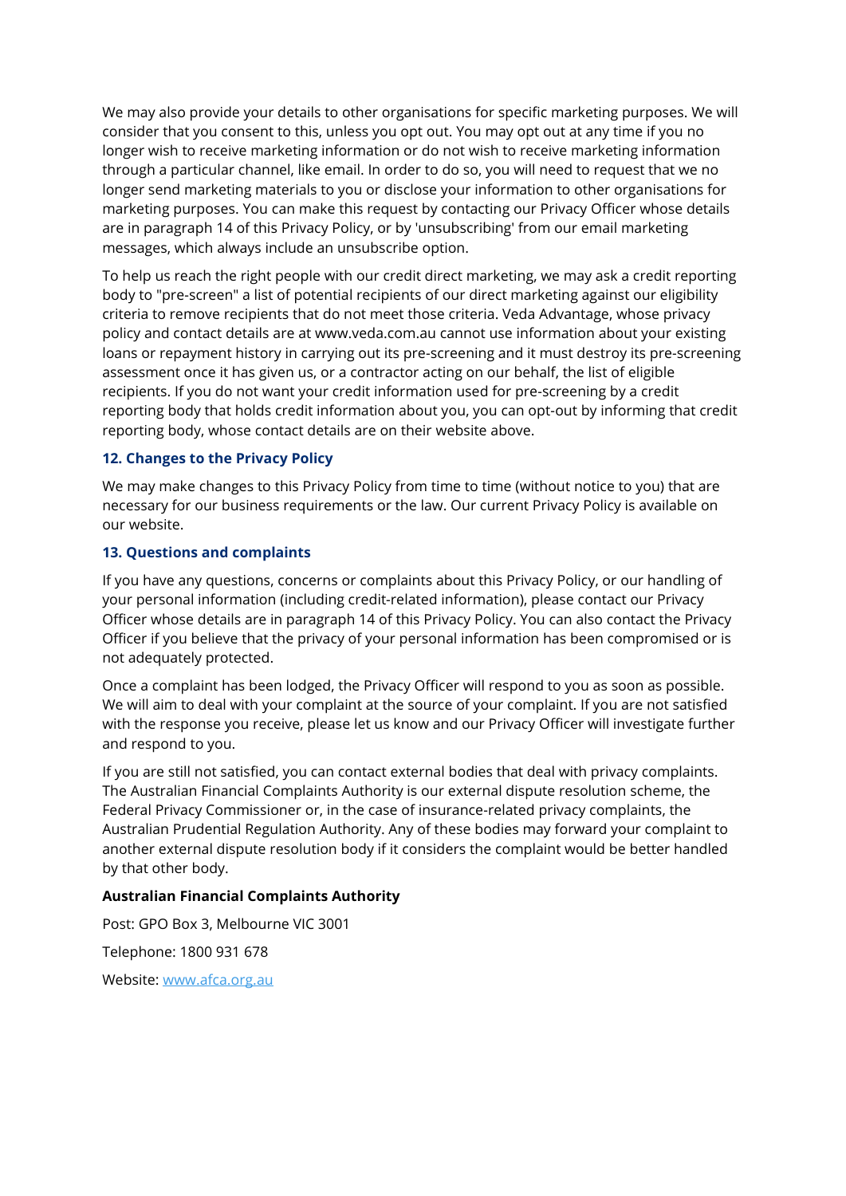We may also provide your details to other organisations for specific marketing purposes. We will consider that you consent to this, unless you opt out. You may opt out at any time if you no longer wish to receive marketing information or do not wish to receive marketing information through a particular channel, like email. In order to do so, you will need to request that we no longer send marketing materials to you or disclose your information to other organisations for marketing purposes. You can make this request by contacting our Privacy Officer whose details are in paragraph 14 of this Privacy Policy, or by 'unsubscribing' from our email marketing messages, which always include an unsubscribe option.

To help us reach the right people with our credit direct marketing, we may ask a credit reporting body to "pre-screen" a list of potential recipients of our direct marketing against our eligibility criteria to remove recipients that do not meet those criteria. Veda Advantage, whose privacy policy and contact details are at www.veda.com.au cannot use information about your existing loans or repayment history in carrying out its pre-screening and it must destroy its pre-screening assessment once it has given us, or a contractor acting on our behalf, the list of eligible recipients. If you do not want your credit information used for pre-screening by a credit reporting body that holds credit information about you, you can opt-out by informing that credit reporting body, whose contact details are on their website above.

### 12. Changes to the Privacy Policy

We may make changes to this Privacy Policy from time to time (without notice to you) that are necessary for our business requirements or the law. Our current Privacy Policy is available on our website.

### 13. Questions and complaints

If you have any questions, concerns or complaints about this Privacy Policy, or our handling of your personal information (including credit-related information), please contact our Privacy Officer whose details are in paragraph 14 of this Privacy Policy. You can also contact the Privacy Officer if you believe that the privacy of your personal information has been compromised or is not adequately protected.

Once a complaint has been lodged, the Privacy Officer will respond to you as soon as possible. We will aim to deal with your complaint at the source of your complaint. If you are not satisfied with the response you receive, please let us know and our Privacy Officer will investigate further and respond to you.

If you are still not satisfied, you can contact external bodies that deal with privacy complaints. The Australian Financial Complaints Authority is our external dispute resolution scheme, the Federal Privacy Commissioner or, in the case of insurance-related privacy complaints, the Australian Prudential Regulation Authority. Any of these bodies may forward your complaint to another external dispute resolution body if it considers the complaint would be better handled by that other body.

**Australian Financial Complaints Authority**

Post: GPO Box 3, Melbourne VIC 3001

Telephone: 1800 931 678

Website: [www.afca.org.au](http://www.afca.org.au)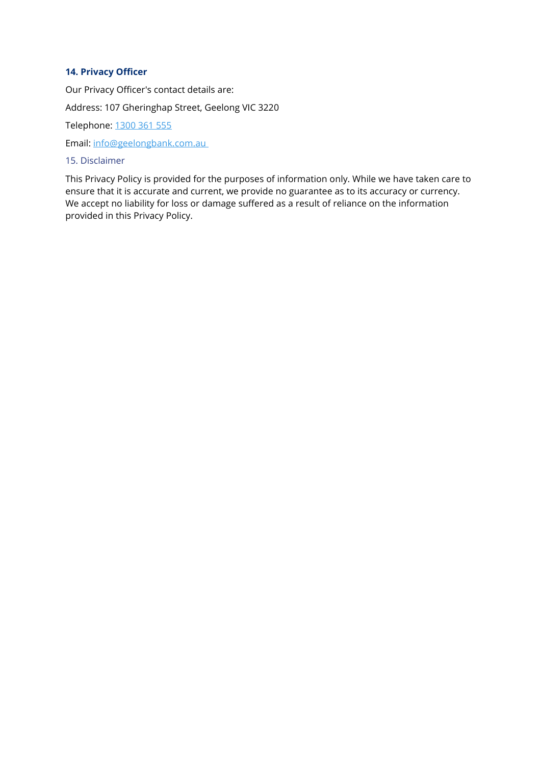### 14. Privacy Officer

Our Privacy Officer's contact details are:

Address: 107 Gheringhap Street, Geelong VIC 3220

Telephone: 1300 361 555

Email: info@geelongbank.com.au

### 15. Disclaimer

This Privacy Policy is provided for the purposes of information only. While we have taken care to ensure that it is accurate and current, we provide no guarantee as to its accuracy or currency. We accept no liability for loss or damage suffered as a result of reliance on the information provided in this Privacy Policy.